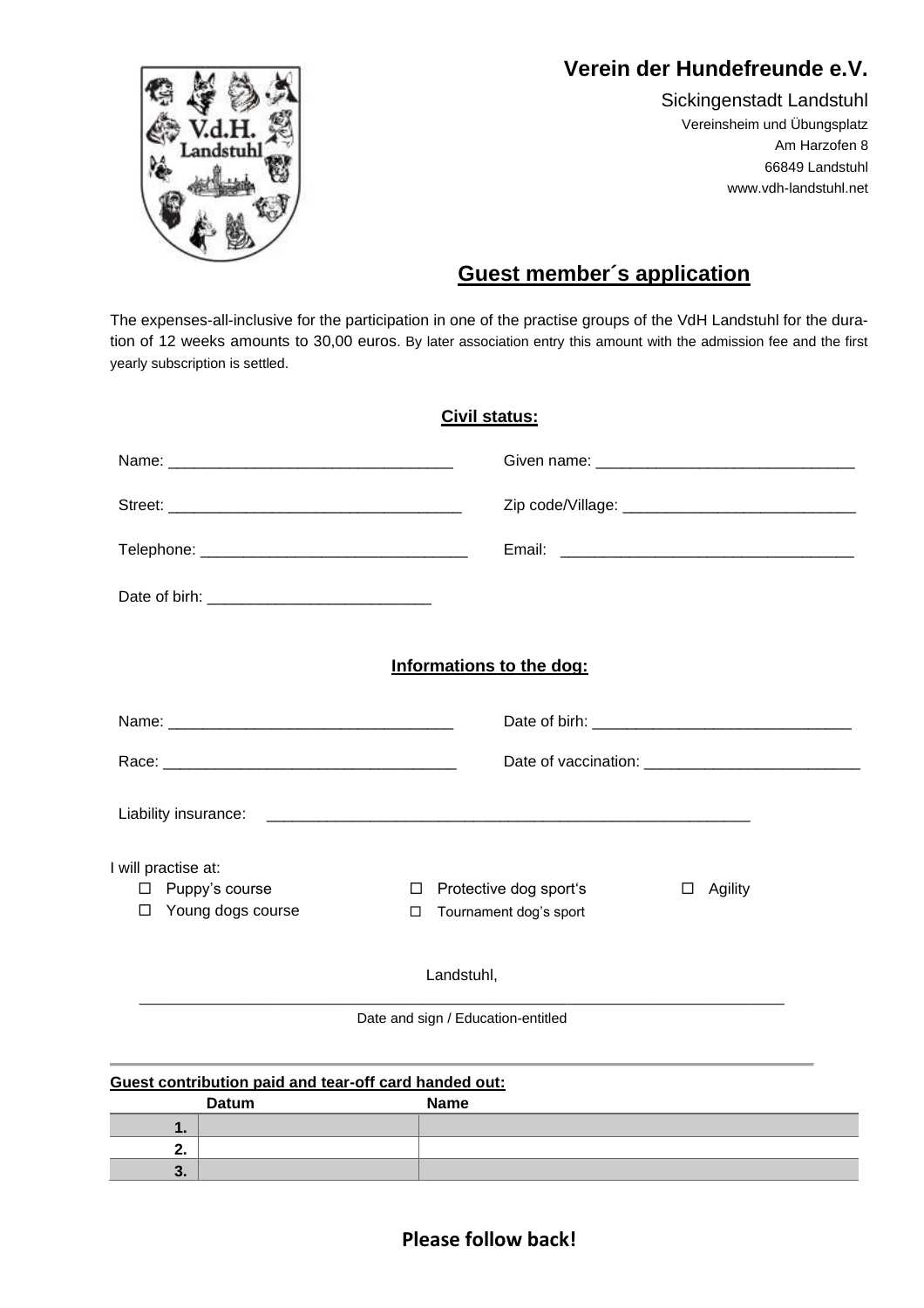# Verein der Hundefreunde e.V.

Sickingenstadt Landstuhl
Vereinsheim und Übungsplatz
Am Harzofen 8
66849 Landstuhl
www.vdh-landstuhl.net

## Guest member´s application

The expenses-all-inclusive for the participation in one of the practise groups of the VdH Landstuhl for the duration of 12 weeks amounts to 30,00 euros. By later association entry this amount with the admission fee and the first yearly subscription is settled.

### Civil status:

Name: _________________________________ Given name: ______________________________

Street: __________________________________ Zip code/Village: ___________________________

Telephone: _______________________________ Email: __________________________________

Date of birh: __________________________

### Informations to the dog:

Name: _________________________________ Date of birh: ______________________________

Race: __________________________________ Date of vaccination: _________________________

Liability insurance: _________________________________________________________

I will practise at:

- ☐ Puppy's course
- ☐ Young dogs course
- ☐ Protective dog sport's
- ☐ Tournament dog's sport
- ☐ Agility

Landstuhl,

_____________________________________________________________________________

Date and sign / Education-entitled

**Guest contribution paid and tear-off card handed out:**

| | Datum | Name |
|---|---|---|
| 1. | | |
| 2. | | |
| 3. | | |

**Please follow back!**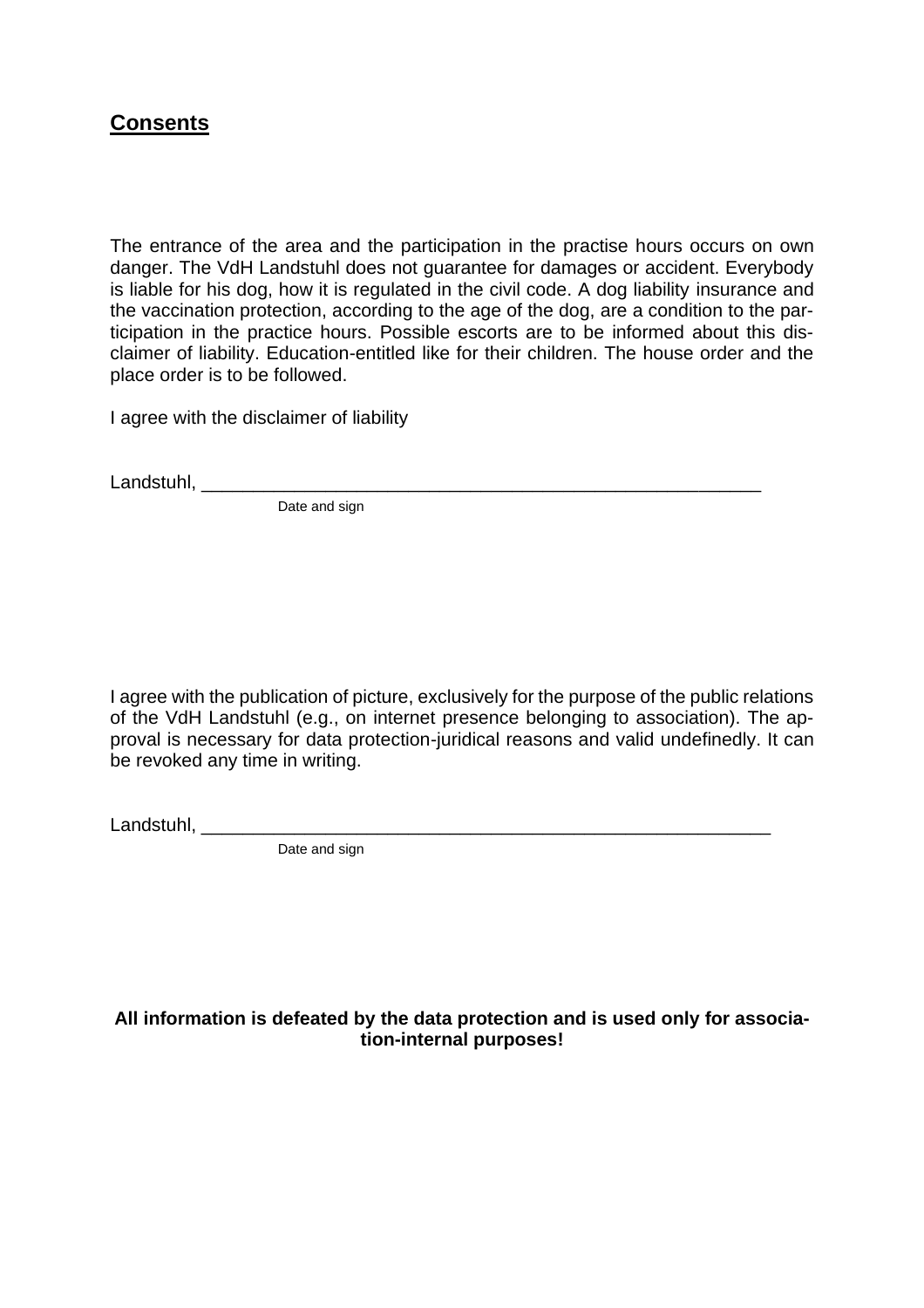## **Consents**

The entrance of the area and the participation in the practise hours occurs on own danger. The VdH Landstuhl does not guarantee for damages or accident. Everybody is liable for his dog, how it is regulated in the civil code. A dog liability insurance and the vaccination protection, according to the age of the dog, are a condition to the participation in the practice hours. Possible escorts are to be informed about this disclaimer of liability. Education-entitled like for their children. The house order and the place order is to be followed.

I agree with the disclaimer of liability

Landstuhl, ________________________________________________________

Date and sign

I agree with the publication of picture, exclusively for the purpose of the public relations of the VdH Landstuhl (e.g., on internet presence belonging to association). The approval is necessary for data protection-juridical reasons and valid undefinedly. It can be revoked any time in writing.

Landstuhl, ________________________________________________________

Date and sign

**All information is defeated by the data protection and is used only for association-internal purposes!**